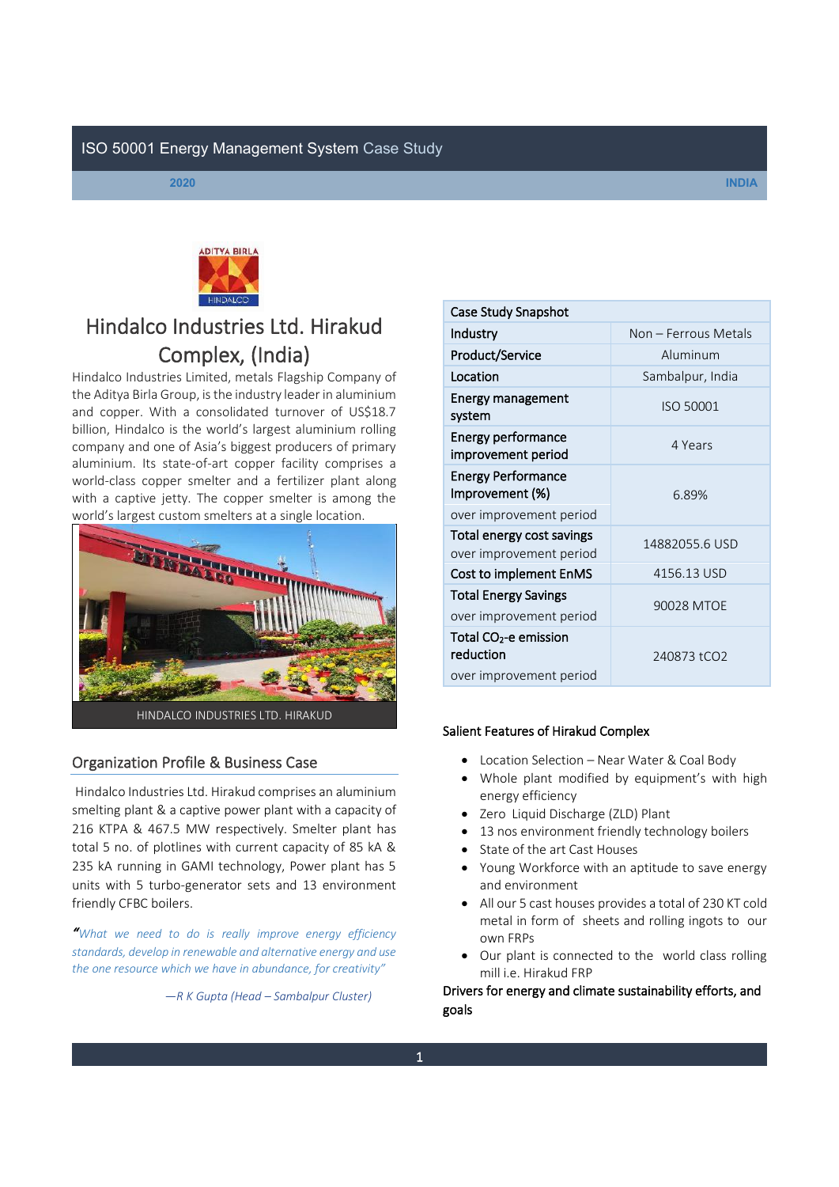ISO 50001 Energy Management System Case Study

2020 INDIA

# Hindalco Industries Ltd. Hirakud Complex, (India)

Hindalco Industries Limited, metals Flagship Company of the Aditya Birla Group, is the industry leader in aluminium and copper. With a consolidated turnover of US$18.7 billion, Hindalco is the world's largest aluminium rolling company and one of Asia's biggest producers of primary aluminium. Its state-of-art copper facility comprises a world-class copper smelter and a fertilizer plant along with a captive jetty. The copper smelter is among the world's largest custom smelters at a single location.

HINDALCO INDUSTRIES LTD. HIRAKUD

## Organization Profile & Business Case

Hindalco Industries Ltd. Hirakud comprises an aluminium smelting plant & a captive power plant with a capacity of 216 KTPA & 467.5 MW respectively. Smelter plant has total 5 no. of potlines with current capacity of 85 kA & 235 kA running in GAMI technology, Power plant has 5 units with 5 turbo-generator sets and 13 environment friendly CFBC boilers.

*"What we need to do is really improve energy efficiency standards, develop in renewable and alternative energy and use the one resource which we have in abundance, for creativity"*

*—R K Gupta (Head – Sambalpur Cluster)*

| Case Study Snapshot | |
|---|---|
| Industry | Non – Ferrous Metals |
| Product/Service | Aluminum |
| Location | Sambalpur, India |
| Energy management system | ISO 50001 |
| Energy performance improvement period | 4 Years |
| Energy Performance Improvement (%) over improvement period | 6.89% |
| Total energy cost savings over improvement period | 14882055.6 USD |
| Cost to implement EnMS | 4156.13 USD |
| Total Energy Savings over improvement period | 90028 MTOE |
| Total $CO_2$-e emission reduction over improvement period | 240873 tCO2 |

### Salient Features of Hirakud Complex

- Location Selection – Near Water & Coal Body
- Whole plant modified by equipment's with high energy efficiency
- Zero Liquid Discharge (ZLD) Plant
- 13 nos environment friendly technology boilers
- State of the art Cast Houses
- Young Workforce with an aptitude to save energy and environment
- All our 5 cast houses provides a total of 230 KT cold metal in form of sheets and rolling ingots to our own FRPs
- Our plant is connected to the world class rolling mill i.e. Hirakud FRP

### Drivers for energy and climate sustainability efforts, and goals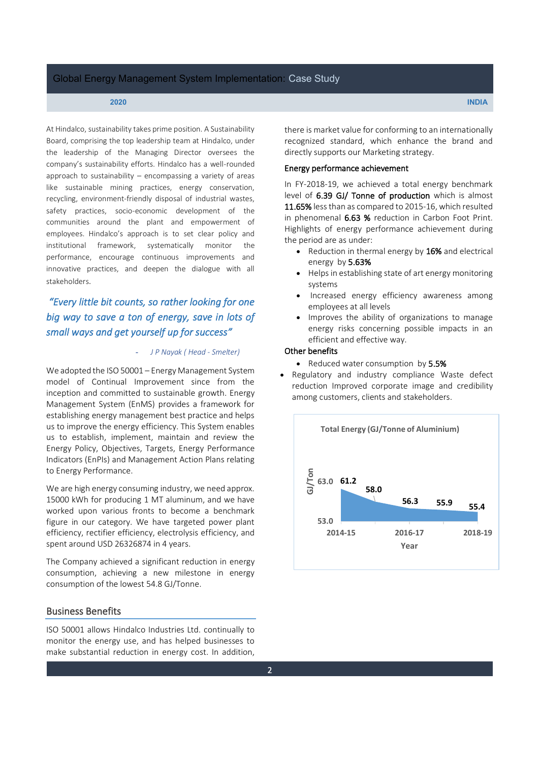At Hindalco, sustainability takes prime position. A Sustainability Board, comprising the top leadership team at Hindalco, under the leadership of the Managing Director oversees the company's sustainability efforts. Hindalco has a well-rounded approach to sustainability – encompassing a variety of areas like sustainable mining practices, energy conservation, recycling, environment-friendly disposal of industrial wastes, safety practices, socio-economic development of the communities around the plant and empowerment of employees. Hindalco's approach is to set clear policy and institutional framework, systematically monitor the performance, encourage continuous improvements and innovative practices, and deepen the dialogue with all stakeholders.

*"Every little bit counts, so rather looking for one big way to save a ton of energy, save in lots of small ways and get yourself up for success"*

*- J P Nayak ( Head - Smelter)*

We adopted the ISO 50001 – Energy Management System model of Continual Improvement since from the inception and committed to sustainable growth. Energy Management System (EnMS) provides a framework for establishing energy management best practice and helps us to improve the energy efficiency. This System enables us to establish, implement, maintain and review the Energy Policy, Objectives, Targets, Energy Performance Indicators (EnPIs) and Management Action Plans relating to Energy Performance.

We are high energy consuming industry, we need approx. 15000 kWh for producing 1 MT aluminum, and we have worked upon various fronts to become a benchmark figure in our category. We have targeted power plant efficiency, rectifier efficiency, electrolysis efficiency, and spent around USD 26326874 in 4 years.

The Company achieved a significant reduction in energy consumption, achieving a new milestone in energy consumption of the lowest 54.8 GJ/Tonne.

## Business Benefits

ISO 50001 allows Hindalco Industries Ltd. continually to monitor the energy use, and has helped businesses to make substantial reduction in energy cost. In addition, there is market value for conforming to an internationally recognized standard, which enhance the brand and directly supports our Marketing strategy.

### Energy performance achievement

In FY-2018-19, we achieved a total energy benchmark level of **6.39 GJ/ Tonne of production** which is almost **11.65%** less than as compared to 2015-16, which resulted in phenomenal **6.63 %** reduction in Carbon Foot Print. Highlights of energy performance achievement during the period are as under:

- Reduction in thermal energy by **16%** and electrical energy by **5.63%**
- Helps in establishing state of art energy monitoring systems
- Increased energy efficiency awareness among employees at all levels
- Improves the ability of organizations to manage energy risks concerning possible impacts in an efficient and effective way.

### Other benefits

- Reduced water consumption by **5.5%**
- Regulatory and industry compliance Waste defect reduction Improved corporate image and credibility among customers, clients and stakeholders.

**Total Energy (GJ/Tonne of Aluminium)**

| Year | GJ/Ton |
|---|---|
| 2014-15 | 61.2 |
| 2015-16 | 58.0 |
| 2016-17 | 56.3 |
| 2017-18 | 55.9 |
| 2018-19 | 55.4 |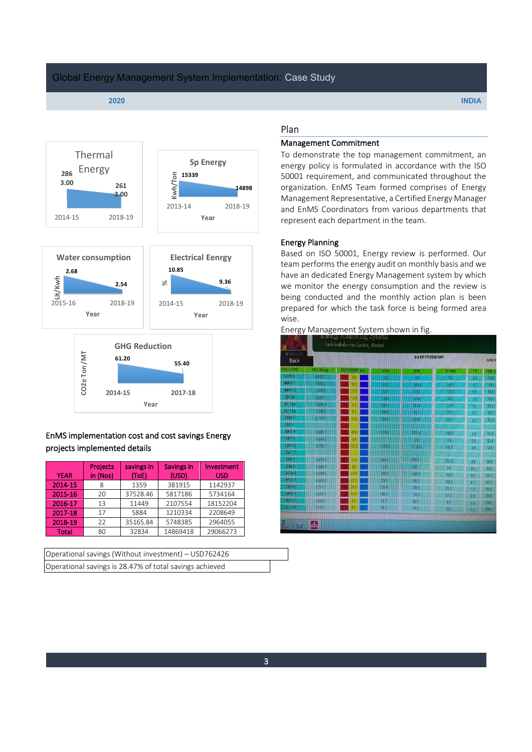# Global Energy Management System Implementation: Case Study

**2020** **INDIA**

Thermal Energy

286 3.00 261 2.00

2014-15 2018-19

Sp Energy

Kwh/Ton 15339 14898

2013-14 2018-19

Year

Water consumption

Lit/Kwh 2.68 2.54

2015-16 2018-19

Year

Electrical Eenrgy

% 10.85 9.36

2014-15 2018-19

Year

GHG Reduction

CO2e Ton/MT 61.20 55.40

2014-15 2017-18

Year

EnMS implementation cost and cost savings Energy projects implemented details

| YEAR | Projects in (Nos) | savings in (ToE) | Savings in (USD) | Investment USD |
|---|---|---|---|---|
| 2014-15 | 8 | 1359 | 381915 | 1142937 |
| 2015-16 | 20 | 37528.46 | 5817186 | 5734164 |
| 2016-17 | 13 | 11449 | 2107554 | 18152204 |
| 2017-18 | 17 | 5884 | 1210334 | 2208649 |
| 2018-19 | 22 | 35165.84 | 5748385 | 2964055 |
| Total | 80 | 32834 | 14869418 | 29066273 |

| Operational savings (Without investment) – USD762426 |
|---|
| Operational savings is 28.47% of total savings achieved |

## Plan

### Management Commitment

To demonstrate the top management commitment, an energy policy is formulated in accordance with the ISO 50001 requirement, and communicated throughout the organization. EnMS Team formed comprises of Energy Management Representative, a Certified Energy Manager and EnMS Coordinators from various departments that represent each department in the team.

### Energy Planning

Based on ISO 50001, Energy review is performed. Our team performs the energy audit on monthly basis and we have an dedicated Energy Management system by which we monitor the energy consumption and the review is being conducted and the monthly action plan is been prepared for which the task force is being formed area wise.

Energy Management System shown in fig.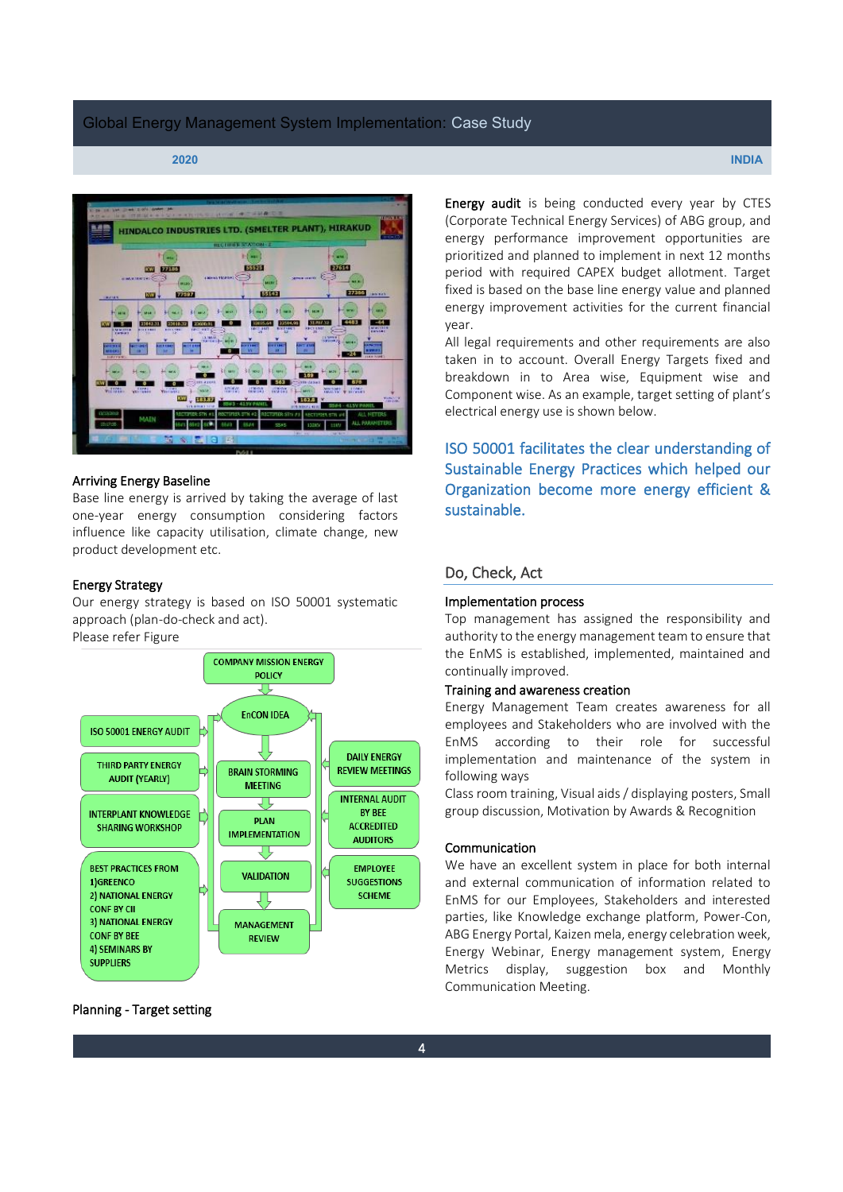## Arriving Energy Baseline

Base line energy is arrived by taking the average of last one-year energy consumption considering factors influence like capacity utilisation, climate change, new product development etc.

## Energy Strategy

Our energy strategy is based on ISO 50001 systematic approach (plan-do-check and act).

Please refer Figure

COMPANY MISSION ENERGY POLICY

EnCON IDEA

ISO 50001 ENERGY AUDIT

THIRD PARTY ENERGY AUDIT (YEARLY)

INTERPLANT KNOWLEDGE SHARING WORKSHOP

BEST PRACTICES FROM
1)GREENCO
2) NATIONAL ENERGY CONF BY CII
3) NATIONAL ENERGY CONF BY BEE
4) SEMINARS BY SUPPLIERS

BRAIN STORMING MEETING

PLAN IMPLEMENTATION

VALIDATION

MANAGEMENT REVIEW

DAILY ENERGY REVIEW MEETINGS

INTERNAL AUDIT BY BEE ACCREDITED AUDITORS

EMPLOYEE SUGGESTIONS SCHEME

## Planning - Target setting

**Energy audit** is being conducted every year by CTES (Corporate Technical Energy Services) of ABG group, and energy performance improvement opportunities are prioritized and planned to implement in next 12 months period with required CAPEX budget allotment. Target fixed is based on the base line energy value and planned energy improvement activities for the current financial year.

All legal requirements and other requirements are also taken in to account. Overall Energy Targets fixed and breakdown in to Area wise, Equipment wise and Component wise. As an example, target setting of plant's electrical energy use is shown below.

ISO 50001 facilitates the clear understanding of Sustainable Energy Practices which helped our Organization become more energy efficient & sustainable.

## Do, Check, Act

### Implementation process

Top management has assigned the responsibility and authority to the energy management team to ensure that the EnMS is established, implemented, maintained and continually improved.

### Training and awareness creation

Energy Management Team creates awareness for all employees and Stakeholders who are involved with the EnMS according to their role for successful implementation and maintenance of the system in following ways

Class room training, Visual aids / displaying posters, Small group discussion, Motivation by Awards & Recognition

### Communication

We have an excellent system in place for both internal and external communication of information related to EnMS for our Employees, Stakeholders and interested parties, like Knowledge exchange platform, Power-Con, ABG Energy Portal, Kaizen mela, energy celebration week, Energy Webinar, Energy management system, Energy Metrics display, suggestion box and Monthly Communication Meeting.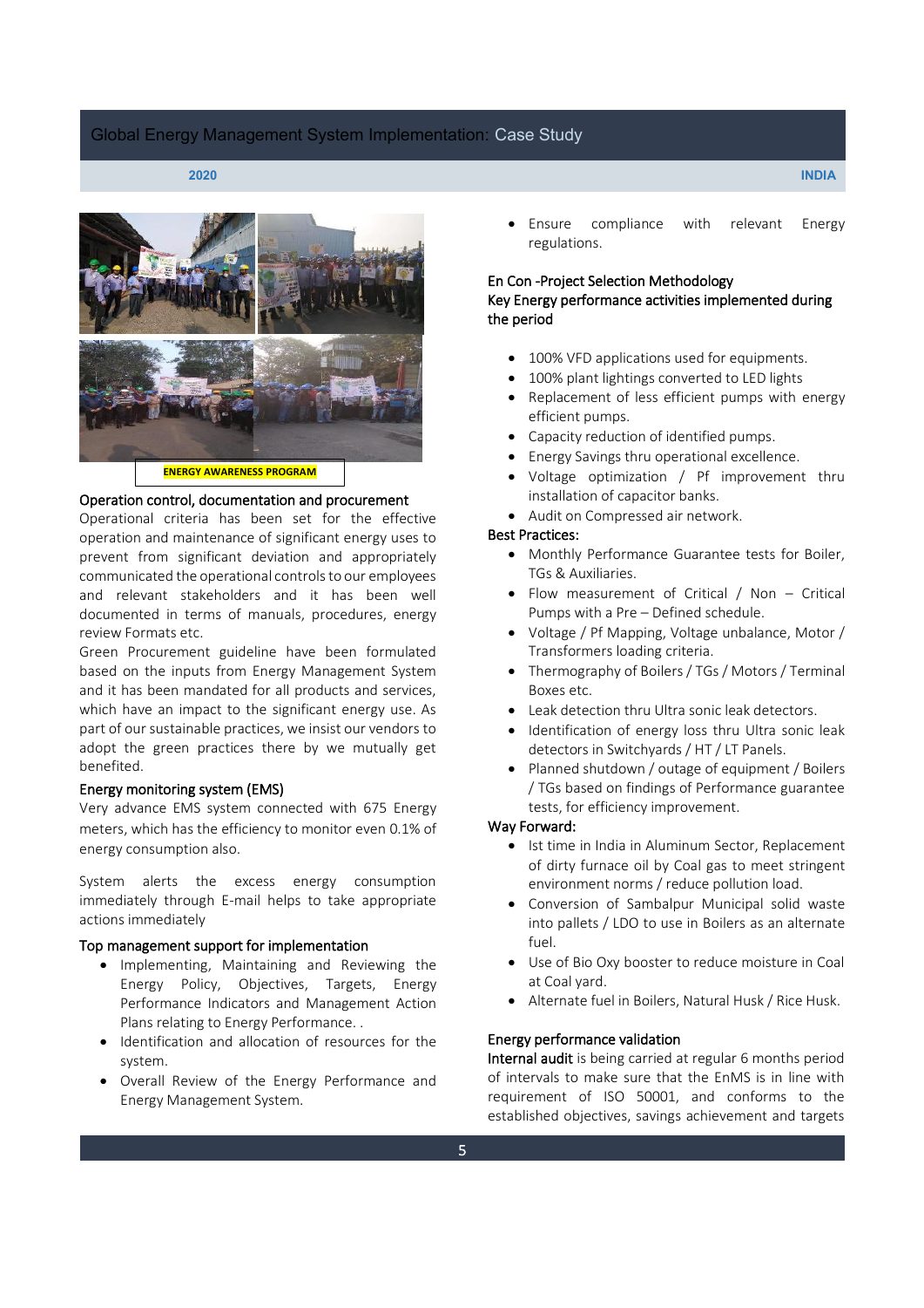ENERGY AWARENESS PROGRAM

### Operation control, documentation and procurement

Operational criteria has been set for the effective operation and maintenance of significant energy uses to prevent from significant deviation and appropriately communicated the operational controls to our employees and relevant stakeholders and it has been well documented in terms of manuals, procedures, energy review Formats etc.

Green Procurement guideline have been formulated based on the inputs from Energy Management System and it has been mandated for all products and services, which have an impact to the significant energy use. As part of our sustainable practices, we insist our vendors to adopt the green practices there by we mutually get benefited.

### Energy monitoring system (EMS)

Very advance EMS system connected with 675 Energy meters, which has the efficiency to monitor even 0.1% of energy consumption also.

System alerts the excess energy consumption immediately through E-mail helps to take appropriate actions immediately

### Top management support for implementation

- Implementing, Maintaining and Reviewing the Energy Policy, Objectives, Targets, Energy Performance Indicators and Management Action Plans relating to Energy Performance. .
- Identification and allocation of resources for the system.
- Overall Review of the Energy Performance and Energy Management System.
- Ensure compliance with relevant Energy regulations.

### En Con -Project Selection Methodology

### Key Energy performance activities implemented during the period

- 100% VFD applications used for equipments.
- 100% plant lightings converted to LED lights
- Replacement of less efficient pumps with energy efficient pumps.
- Capacity reduction of identified pumps.
- Energy Savings thru operational excellence.
- Voltage optimization / Pf improvement thru installation of capacitor banks.
- Audit on Compressed air network.

### Best Practices:

- Monthly Performance Guarantee tests for Boiler, TGs & Auxiliaries.
- Flow measurement of Critical / Non – Critical Pumps with a Pre – Defined schedule.
- Voltage / Pf Mapping, Voltage unbalance, Motor / Transformers loading criteria.
- Thermography of Boilers / TGs / Motors / Terminal Boxes etc.
- Leak detection thru Ultra sonic leak detectors.
- Identification of energy loss thru Ultra sonic leak detectors in Switchyards / HT / LT Panels.
- Planned shutdown / outage of equipment / Boilers / TGs based on findings of Performance guarantee tests, for efficiency improvement.

### Way Forward:

- Ist time in India in Aluminum Sector, Replacement of dirty furnace oil by Coal gas to meet stringent environment norms / reduce pollution load.
- Conversion of Sambalpur Municipal solid waste into pallets / LDO to use in Boilers as an alternate fuel.
- Use of Bio Oxy booster to reduce moisture in Coal at Coal yard.
- Alternate fuel in Boilers, Natural Husk / Rice Husk.

### Energy performance validation

**Internal audit** is being carried at regular 6 months period of intervals to make sure that the EnMS is in line with requirement of ISO 50001, and conforms to the established objectives, savings achievement and targets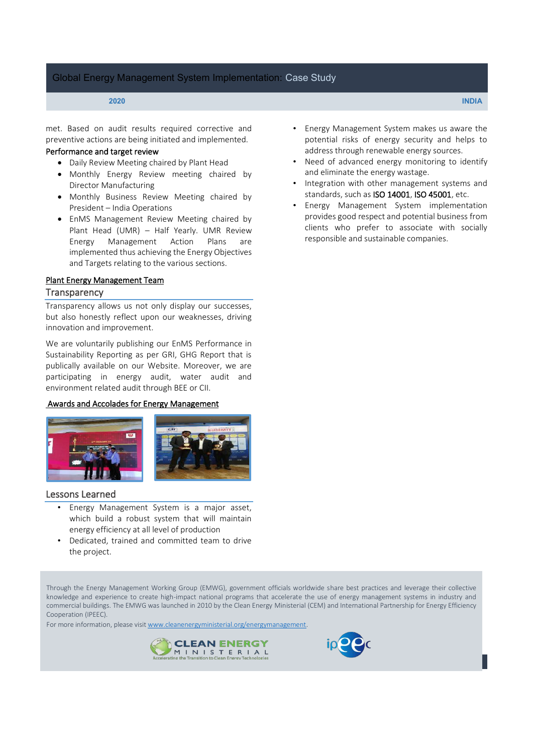met. Based on audit results required corrective and preventive actions are being initiated and implemented.

Performance and target review

- Daily Review Meeting chaired by Plant Head
- Monthly Energy Review meeting chaired by Director Manufacturing
- Monthly Business Review Meeting chaired by President – India Operations
- EnMS Management Review Meeting chaired by Plant Head (UMR) – Half Yearly. UMR Review Energy Management Action Plans are implemented thus achieving the Energy Objectives and Targets relating to the various sections.

Plant Energy Management Team

## Transparency

Transparency allows us not only display our successes, but also honestly reflect upon our weaknesses, driving innovation and improvement.

We are voluntarily publishing our EnMS Performance in Sustainability Reporting as per GRI, GHG Report that is publically available on our Website. Moreover, we are participating in energy audit, water audit and environment related audit through BEE or CII.

Awards and Accolades for Energy Management

## Lessons Learned

- Energy Management System is a major asset, which build a robust system that will maintain energy efficiency at all level of production
- Dedicated, trained and committed team to drive the project.
- Energy Management System makes us aware the potential risks of energy security and helps to address through renewable energy sources.
- Need of advanced energy monitoring to identify and eliminate the energy wastage.
- Integration with other management systems and standards, such as ISO 14001, ISO 45001, etc.
- Energy Management System implementation provides good respect and potential business from clients who prefer to associate with socially responsible and sustainable companies.

Through the Energy Management Working Group (EMWG), government officials worldwide share best practices and leverage their collective knowledge and experience to create high-impact national programs that accelerate the use of energy management systems in industry and commercial buildings. The EMWG was launched in 2010 by the Clean Energy Ministerial (CEM) and International Partnership for Energy Efficiency Cooperation (IPEEC).

For more information, please visit www.cleanenergyministerial.org/energymanagement.